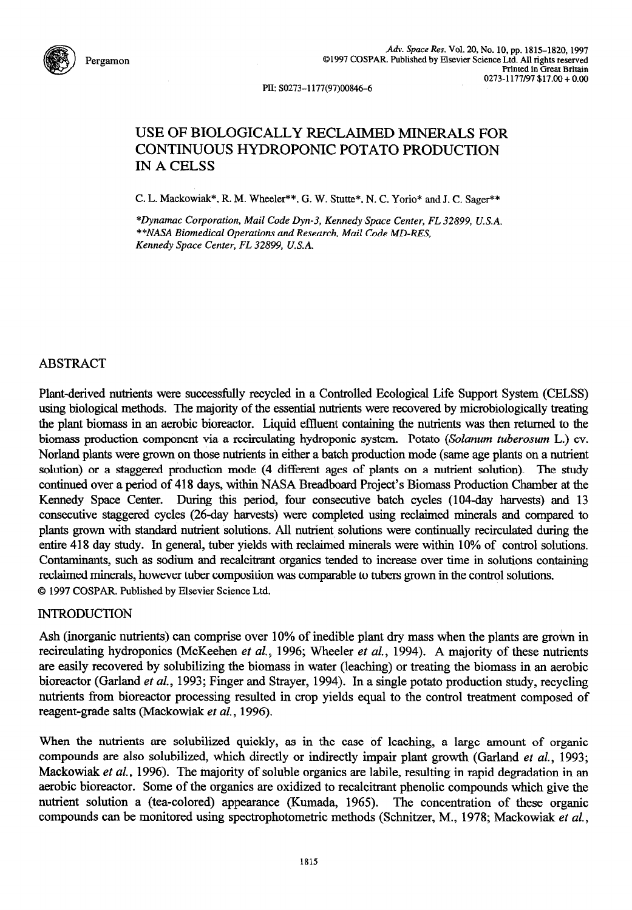# USE OF BIOLOGICALLY RECLAIMED MINERALS FOR CONTINUOUS HYDROPONIC POTATO PRODUCTION IN A CELSS

C. L. Mackowiak*, R. M. Wheeler**, G. W. Stutte*, N. C. Yorio* and J. C. Sager**

*Dynamac Corporation, Mail Code Dyn-3, Kennedy Space Center, FL 32899, U.S.A.
**NASA Biomedical Operations and Research, Mail Code MD-RES, Kennedy Space Center, FL 32899, U.S.A.

## ABSTRACT

Plant-derived nutrients were successfully recycled in a Controlled Ecological Life Support System (CELSS) using biological methods. The majority of the essential nutrients were recovered by microbiologically treating the plant biomass in an aerobic bioreactor. Liquid effluent containing the nutrients was then returned to the biomass production component via a recirculating hydroponic system. Potato (*Solanum tuberosum* L.) cv. Norland plants were grown on those nutrients in either a batch production mode (same age plants on a nutrient solution) or a staggered production mode (4 different ages of plants on a nutrient solution). The study continued over a period of 418 days, within NASA Breadboard Project's Biomass Production Chamber at the Kennedy Space Center. During this period, four consecutive batch cycles (104-day harvests) and 13 consecutive staggered cycles (26-day harvests) were completed using reclaimed minerals and compared to plants grown with standard nutrient solutions. All nutrient solutions were continually recirculated during the entire 418 day study. In general, tuber yields with reclaimed minerals were within 10% of control solutions. Contaminants, such as sodium and recalcitrant organics tended to increase over time in solutions containing reclaimed minerals, however tuber composition was comparable to tubers grown in the control solutions.
© 1997 COSPAR. Published by Elsevier Science Ltd.

## INTRODUCTION

Ash (inorganic nutrients) can comprise over 10% of inedible plant dry mass when the plants are grown in recirculating hydroponics (McKeehen *et al.*, 1996; Wheeler *et al.*, 1994). A majority of these nutrients are easily recovered by solubilizing the biomass in water (leaching) or treating the biomass in an aerobic bioreactor (Garland *et al.*, 1993; Finger and Strayer, 1994). In a single potato production study, recycling nutrients from bioreactor processing resulted in crop yields equal to the control treatment composed of reagent-grade salts (Mackowiak *et al.*, 1996).

When the nutrients are solubilized quickly, as in the case of leaching, a large amount of organic compounds are also solubilized, which directly or indirectly impair plant growth (Garland *et al.*, 1993; Mackowiak *et al.*, 1996). The majority of soluble organics are labile, resulting in rapid degradation in an aerobic bioreactor. Some of the organics are oxidized to recalcitrant phenolic compounds which give the nutrient solution a (tea-colored) appearance (Kumada, 1965). The concentration of these organic compounds can be monitored using spectrophotometric methods (Schnitzer, M., 1978; Mackowiak *et al.*,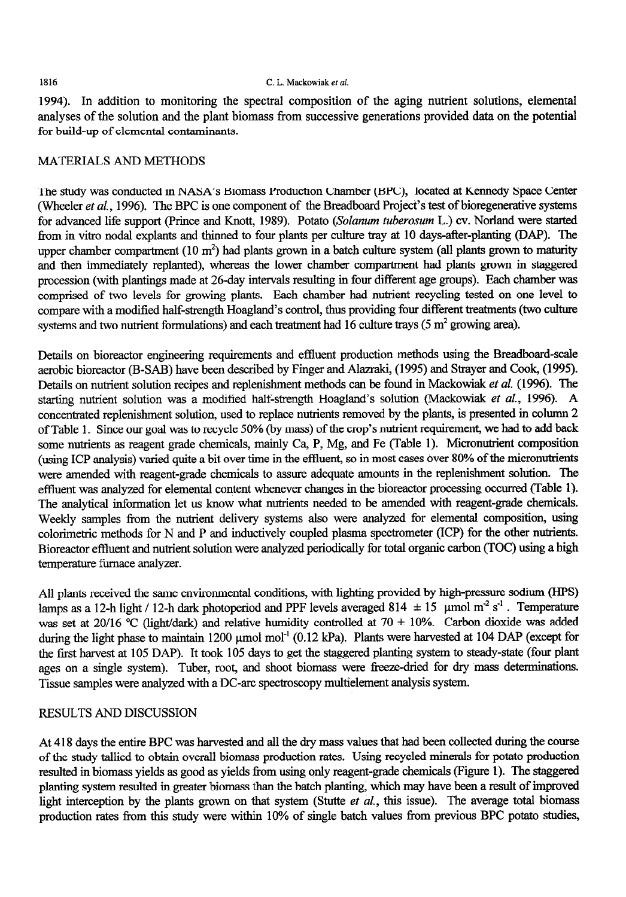1994). In addition to monitoring the spectral composition of the aging nutrient solutions, elemental analyses of the solution and the plant biomass from successive generations provided data on the potential for build-up of elemental contaminants.

## MATERIALS AND METHODS

The study was conducted in NASA's Biomass Production Chamber (BPC), located at Kennedy Space Center (Wheeler *et al.*, 1996). The BPC is one component of the Breadboard Project's test of bioregenerative systems for advanced life support (Prince and Knott, 1989). Potato (*Solanum tuberosum* L.) cv. Norland were started from in vitro nodal explants and thinned to four plants per culture tray at 10 days-after-planting (DAP). The upper chamber compartment (10 $m^2$) had plants grown in a batch culture system (all plants grown to maturity and then immediately replanted), whereas the lower chamber compartment had plants grown in staggered procession (with plantings made at 26-day intervals resulting in four different age groups). Each chamber was comprised of two levels for growing plants. Each chamber had nutrient recycling tested on one level to compare with a modified half-strength Hoagland's control, thus providing four different treatments (two culture systems and two nutrient formulations) and each treatment had 16 culture trays (5 $m^2$ growing area).

Details on bioreactor engineering requirements and effluent production methods using the Breadboard-scale aerobic bioreactor (B-SAB) have been described by Finger and Alazraki, (1995) and Strayer and Cook, (1995). Details on nutrient solution recipes and replenishment methods can be found in Mackowiak *et al.* (1996). The starting nutrient solution was a modified half-strength Hoagland's solution (Mackowiak *et al.*, 1996). A concentrated replenishment solution, used to replace nutrients removed by the plants, is presented in column 2 of Table 1. Since our goal was to recycle 50% (by mass) of the crop's nutrient requirement, we had to add back some nutrients as reagent grade chemicals, mainly Ca, P, Mg, and Fe (Table 1). Micronutrient composition (using ICP analysis) varied quite a bit over time in the effluent, so in most cases over 80% of the micronutrients were amended with reagent-grade chemicals to assure adequate amounts in the replenishment solution. The effluent was analyzed for elemental content whenever changes in the bioreactor processing occurred (Table 1). The analytical information let us know what nutrients needed to be amended with reagent-grade chemicals. Weekly samples from the nutrient delivery systems also were analyzed for elemental composition, using colorimetric methods for N and P and inductively coupled plasma spectrometer (ICP) for the other nutrients. Bioreactor effluent and nutrient solution were analyzed periodically for total organic carbon (TOC) using a high temperature furnace analyzer.

All plants received the same environmental conditions, with lighting provided by high-pressure sodium (HPS) lamps as a 12-h light / 12-h dark photoperiod and PPF levels averaged 814 $\pm$ 15 $\mu mol\ m^{-2}\ s^{-1}$. Temperature was set at 20/16 °C (light/dark) and relative humidity controlled at 70 + 10%. Carbon dioxide was added during the light phase to maintain 1200 $\mu mol\ mol^{-1}$ (0.12 kPa). Plants were harvested at 104 DAP (except for the first harvest at 105 DAP). It took 105 days to get the staggered planting system to steady-state (four plant ages on a single system). Tuber, root, and shoot biomass were freeze-dried for dry mass determinations. Tissue samples were analyzed with a DC-arc spectroscopy multielement analysis system.

## RESULTS AND DISCUSSION

At 418 days the entire BPC was harvested and all the dry mass values that had been collected during the course of the study tallied to obtain overall biomass production rates. Using recycled minerals for potato production resulted in biomass yields as good as yields from using only reagent-grade chemicals (Figure 1). The staggered planting system resulted in greater biomass than the batch planting, which may have been a result of improved light interception by the plants grown on that system (Stutte *et al.*, this issue). The average total biomass production rates from this study were within 10% of single batch values from previous BPC potato studies,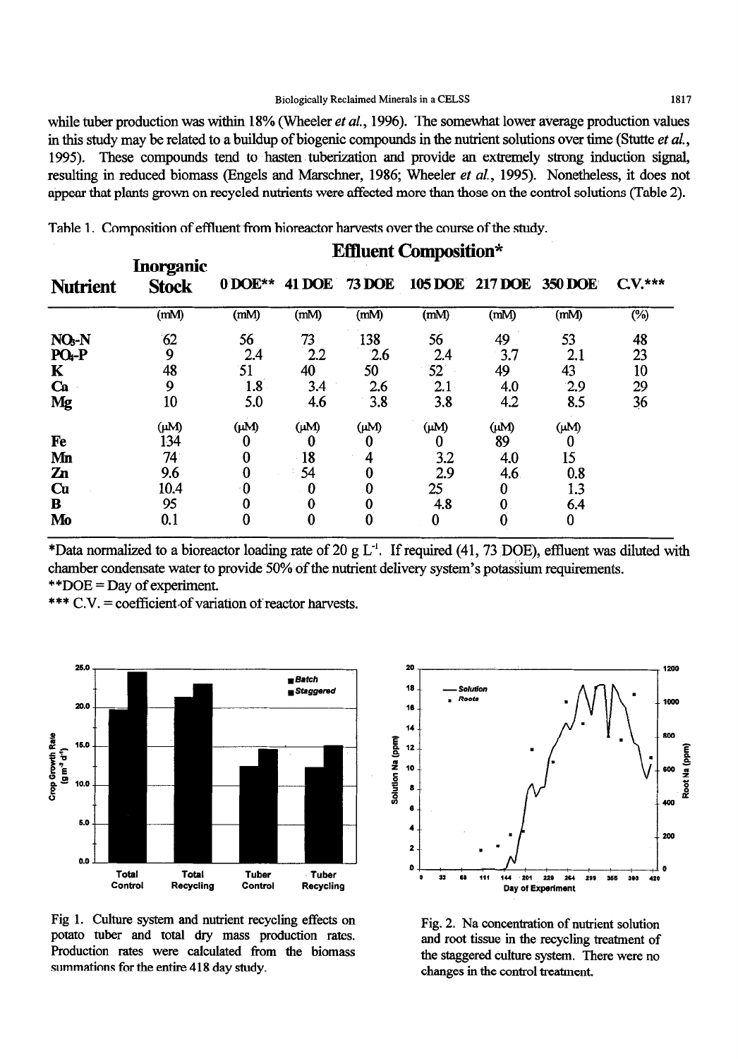while tuber production was within 18% (Wheeler *et al.*, 1996). The somewhat lower average production values in this study may be related to a buildup of biogenic compounds in the nutrient solutions over time (Stutte *et al.*, 1995). These compounds tend to hasten tuberization and provide an extremely strong induction signal, resulting in reduced biomass (Engels and Marschner, 1986; Wheeler *et al.*, 1995). Nonetheless, it does not appear that plants grown on recycled nutrients were affected more than those on the control solutions (Table 2).

Table 1. Composition of effluent from bioreactor harvests over the course of the study.

| Nutrient | Inorganic Stock | Effluent Composition* | | | | | | |
|---|---|---|---|---|---|---|---|---|
| | | 0 DOE** | 41 DOE | 73 DOE | 105 DOE | 217 DOE | 350 DOE | C.V.*** |
| | (mM) | (mM) | (mM) | (mM) | (mM) | (mM) | (mM) | (%) |
| $NO_3$-N | 62 | 56 | 73 | 138 | 56 | 49 | 53 | 48 |
| $PO_4$-P | 9 | 2.4 | 2.2 | 2.6 | 2.4 | 3.7 | 2.1 | 23 |
| K | 48 | 51 | 40 | 50 | 52 | 49 | 43 | 10 |
| Ca | 9 | 1.8 | 3.4 | 2.6 | 2.1 | 4.0 | 2.9 | 29 |
| Mg | 10 | 5.0 | 4.6 | 3.8 | 3.8 | 4.2 | 8.5 | 36 |
| | (μM) | (μM) | (μM) | (μM) | (μM) | (μM) | (μM) | |
| Fe | 134 | 0 | 0 | 0 | 0 | 89 | 0 | |
| Mn | 74 | 0 | 18 | 4 | 3.2 | 4.0 | 15 | |
| Zn | 9.6 | 0 | 54 | 0 | 2.9 | 4.6 | 0.8 | |
| Cu | 10.4 | 0 | 0 | 0 | 25 | 0 | 1.3 | |
| B | 95 | 0 | 0 | 0 | 4.8 | 0 | 6.4 | |
| Mo | 0.1 | 0 | 0 | 0 | 0 | 0 | 0 | |

*Data normalized to a bioreactor loading rate of 20 g $L^{-1}$. If required (41, 73 DOE), effluent was diluted with chamber condensate water to provide 50% of the nutrient delivery system's potassium requirements.
**DOE = Day of experiment.
*** C.V. = coefficient of variation of reactor harvests.

Fig 1. Culture system and nutrient recycling effects on potato tuber and total dry mass production rates. Production rates were calculated from the biomass summations for the entire 418 day study.

Fig. 2. Na concentration of nutrient solution and root tissue in the recycling treatment of the staggered culture system. There were no changes in the control treatment.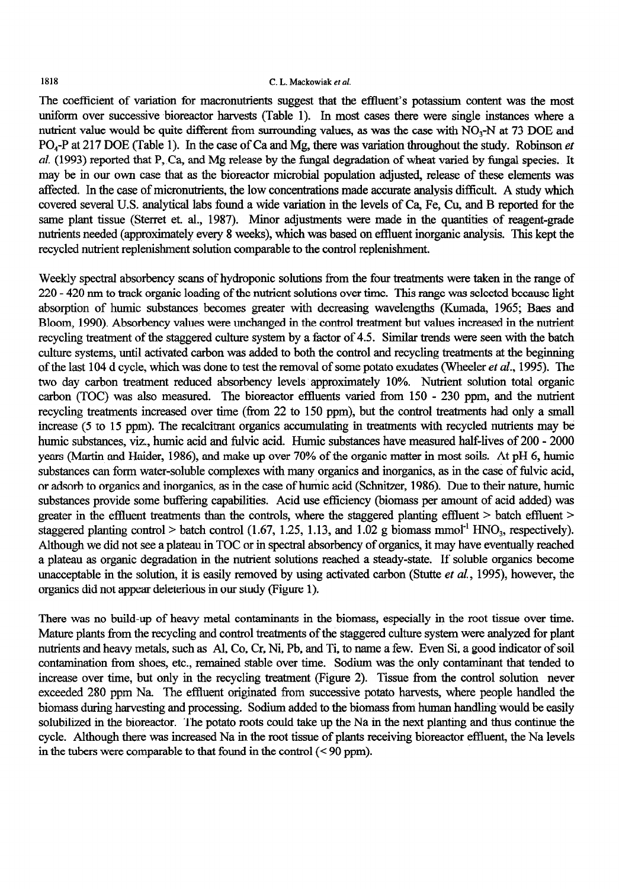The coefficient of variation for macronutrients suggest that the effluent's potassium content was the most uniform over successive bioreactor harvests (Table 1). In most cases there were single instances where a nutrient value would be quite different from surrounding values, as was the case with $NO_3$-N at 73 DOE and $PO_4$-P at 217 DOE (Table 1). In the case of Ca and Mg, there was variation throughout the study. Robinson *et al.* (1993) reported that P, Ca, and Mg release by the fungal degradation of wheat varied by fungal species. It may be in our own case that as the bioreactor microbial population adjusted, release of these elements was affected. In the case of micronutrients, the low concentrations made accurate analysis difficult. A study which covered several U.S. analytical labs found a wide variation in the levels of Ca, Fe, Cu, and B reported for the same plant tissue (Sterret et. al., 1987). Minor adjustments were made in the quantities of reagent-grade nutrients needed (approximately every 8 weeks), which was based on effluent inorganic analysis. This kept the recycled nutrient replenishment solution comparable to the control replenishment.

Weekly spectral absorbency scans of hydroponic solutions from the four treatments were taken in the range of 220 - 420 nm to track organic loading of the nutrient solutions over time. This range was selected because light absorption of humic substances becomes greater with decreasing wavelengths (Kumada, 1965; Baes and Bloom, 1990). Absorbency values were unchanged in the control treatment but values increased in the nutrient recycling treatment of the staggered culture system by a factor of 4.5. Similar trends were seen with the batch culture systems, until activated carbon was added to both the control and recycling treatments at the beginning of the last 104 d cycle, which was done to test the removal of some potato exudates (Wheeler *et al.*, 1995). The two day carbon treatment reduced absorbency levels approximately 10%. Nutrient solution total organic carbon (TOC) was also measured. The bioreactor effluents varied from 150 - 230 ppm, and the nutrient recycling treatments increased over time (from 22 to 150 ppm), but the control treatments had only a small increase (5 to 15 ppm). The recalcitrant organics accumulating in treatments with recycled nutrients may be humic substances, viz., humic acid and fulvic acid. Humic substances have measured half-lives of 200 - 2000 years (Martin and Haider, 1986), and make up over 70% of the organic matter in most soils. At pH 6, humic substances can form water-soluble complexes with many organics and inorganics, as in the case of fulvic acid, or adsorb to organics and inorganics, as in the case of humic acid (Schnitzer, 1986). Due to their nature, humic substances provide some buffering capabilities. Acid use efficiency (biomass per amount of acid added) was greater in the effluent treatments than the controls, where the staggered planting effluent > batch effluent > staggered planting control > batch control (1.67, 1.25, 1.13, and 1.02 g biomass $mmol^{-1}$ $HNO_3$, respectively). Although we did not see a plateau in TOC or in spectral absorbency of organics, it may have eventually reached a plateau as organic degradation in the nutrient solutions reached a steady-state. If soluble organics become unacceptable in the solution, it is easily removed by using activated carbon (Stutte *et al.*, 1995), however, the organics did not appear deleterious in our study (Figure 1).

There was no build-up of heavy metal contaminants in the biomass, especially in the root tissue over time. Mature plants from the recycling and control treatments of the staggered culture system were analyzed for plant nutrients and heavy metals, such as Al, Co, Cr, Ni, Pb, and Ti, to name a few. Even Si, a good indicator of soil contamination from shoes, etc., remained stable over time. Sodium was the only contaminant that tended to increase over time, but only in the recycling treatment (Figure 2). Tissue from the control solution never exceeded 280 ppm Na. The effluent originated from successive potato harvests, where people handled the biomass during harvesting and processing. Sodium added to the biomass from human handling would be easily solubilized in the bioreactor. The potato roots could take up the Na in the next planting and thus continue the cycle. Although there was increased Na in the root tissue of plants receiving bioreactor effluent, the Na levels in the tubers were comparable to that found in the control (< 90 ppm).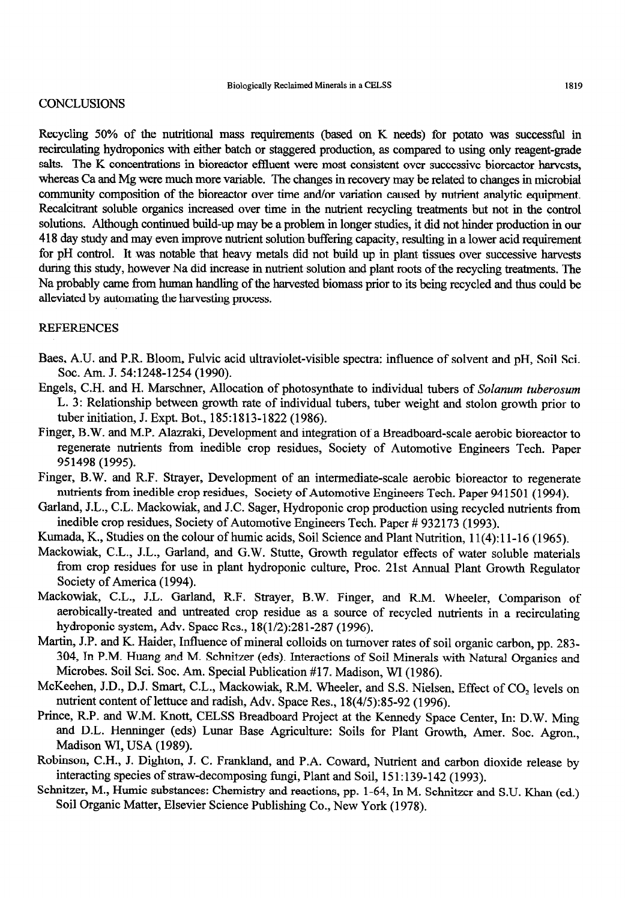## CONCLUSIONS

Recycling 50% of the nutritional mass requirements (based on K needs) for potato was successful in recirculating hydroponics with either batch or staggered production, as compared to using only reagent-grade salts. The K concentrations in bioreactor effluent were most consistent over successive bioreactor harvests, whereas Ca and Mg were much more variable. The changes in recovery may be related to changes in microbial community composition of the bioreactor over time and/or variation caused by nutrient analytic equipment. Recalcitrant soluble organics increased over time in the nutrient recycling treatments but not in the control solutions. Although continued build-up may be a problem in longer studies, it did not hinder production in our 418 day study and may even improve nutrient solution buffering capacity, resulting in a lower acid requirement for pH control. It was notable that heavy metals did not build up in plant tissues over successive harvests during this study, however Na did increase in nutrient solution and plant roots of the recycling treatments. The Na probably came from human handling of the harvested biomass prior to its being recycled and thus could be alleviated by automating the harvesting process.

## REFERENCES

Baes, A.U. and P.R. Bloom, Fulvic acid ultraviolet-visible spectra: influence of solvent and pH, Soil Sci. Soc. Am. J. 54:1248-1254 (1990).

Engels, C.H. and H. Marschner, Allocation of photosynthate to individual tubers of *Solanum tuberosum* L. 3: Relationship between growth rate of individual tubers, tuber weight and stolon growth prior to tuber initiation, J. Expt. Bot., 185:1813-1822 (1986).

Finger, B.W. and M.P. Alazraki, Development and integration of a Breadboard-scale aerobic bioreactor to regenerate nutrients from inedible crop residues, Society of Automotive Engineers Tech. Paper 951498 (1995).

Finger, B.W. and R.F. Strayer, Development of an intermediate-scale aerobic bioreactor to regenerate nutrients from inedible crop residues, Society of Automotive Engineers Tech. Paper 941501 (1994).

Garland, J.L., C.L. Mackowiak, and J.C. Sager, Hydroponic crop production using recycled nutrients from inedible crop residues, Society of Automotive Engineers Tech. Paper # 932173 (1993).

Kumada, K., Studies on the colour of humic acids, Soil Science and Plant Nutrition, 11(4):11-16 (1965).

Mackowiak, C.L., J.L., Garland, and G.W. Stutte, Growth regulator effects of water soluble materials from crop residues for use in plant hydroponic culture, Proc. 21st Annual Plant Growth Regulator Society of America (1994).

Mackowiak, C.L., J.L. Garland, R.F. Strayer, B.W. Finger, and R.M. Wheeler, Comparison of aerobically-treated and untreated crop residue as a source of recycled nutrients in a recirculating hydroponic system, Adv. Space Res., 18(1/2):281-287 (1996).

Martin, J.P. and K. Haider, Influence of mineral colloids on turnover rates of soil organic carbon, pp. 283-304, In P.M. Huang and M. Schnitzer (eds). Interactions of Soil Minerals with Natural Organics and Microbes. Soil Sci. Soc. Am. Special Publication #17. Madison, WI (1986).

McKeehen, J.D., D.J. Smart, C.L., Mackowiak, R.M. Wheeler, and S.S. Nielsen, Effect of $CO_2$ levels on nutrient content of lettuce and radish, Adv. Space Res., 18(4/5):85-92 (1996).

Prince, R.P. and W.M. Knott, CELSS Breadboard Project at the Kennedy Space Center, In: D.W. Ming and D.L. Henninger (eds) Lunar Base Agriculture: Soils for Plant Growth, Amer. Soc. Agron., Madison WI, USA (1989).

Robinson, C.H., J. Dighton, J. C. Frankland, and P.A. Coward, Nutrient and carbon dioxide release by interacting species of straw-decomposing fungi, Plant and Soil, 151:139-142 (1993).

Schnitzer, M., Humic substances: Chemistry and reactions, pp. 1-64, In M. Schnitzer and S.U. Khan (ed.) Soil Organic Matter, Elsevier Science Publishing Co., New York (1978).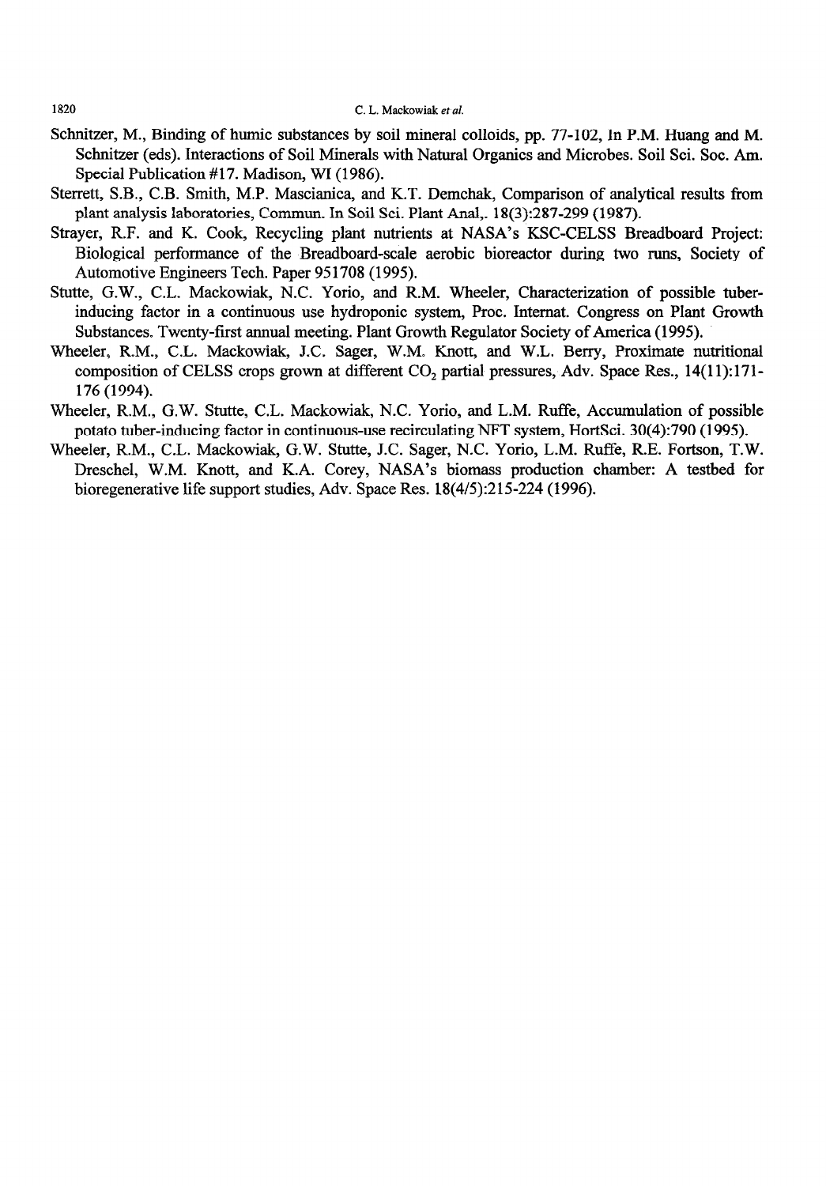Schnitzer, M., Binding of humic substances by soil mineral colloids, pp. 77-102, In P.M. Huang and M. Schnitzer (eds). Interactions of Soil Minerals with Natural Organics and Microbes. Soil Sci. Soc. Am. Special Publication #17. Madison, WI (1986).

Sterrett, S.B., C.B. Smith, M.P. Mascianica, and K.T. Demchak, Comparison of analytical results from plant analysis laboratories, Commun. In Soil Sci. Plant Anal,. 18(3):287-299 (1987).

Strayer, R.F. and K. Cook, Recycling plant nutrients at NASA's KSC-CELSS Breadboard Project: Biological performance of the Breadboard-scale aerobic bioreactor during two runs, Society of Automotive Engineers Tech. Paper 951708 (1995).

Stutte, G.W., C.L. Mackowiak, N.C. Yorio, and R.M. Wheeler, Characterization of possible tuber-inducing factor in a continuous use hydroponic system, Proc. Internat. Congress on Plant Growth Substances. Twenty-first annual meeting. Plant Growth Regulator Society of America (1995).

Wheeler, R.M., C.L. Mackowiak, J.C. Sager, W.M. Knott, and W.L. Berry, Proximate nutritional composition of CELSS crops grown at different $CO_2$ partial pressures, Adv. Space Res., 14(11):171-176 (1994).

Wheeler, R.M., G.W. Stutte, C.L. Mackowiak, N.C. Yorio, and L.M. Ruffe, Accumulation of possible potato tuber-inducing factor in continuous-use recirculating NFT system, HortSci. 30(4):790 (1995).

Wheeler, R.M., C.L. Mackowiak, G.W. Stutte, J.C. Sager, N.C. Yorio, L.M. Ruffe, R.E. Fortson, T.W. Dreschel, W.M. Knott, and K.A. Corey, NASA's biomass production chamber: A testbed for bioregenerative life support studies, Adv. Space Res. 18(4/5):215-224 (1996).